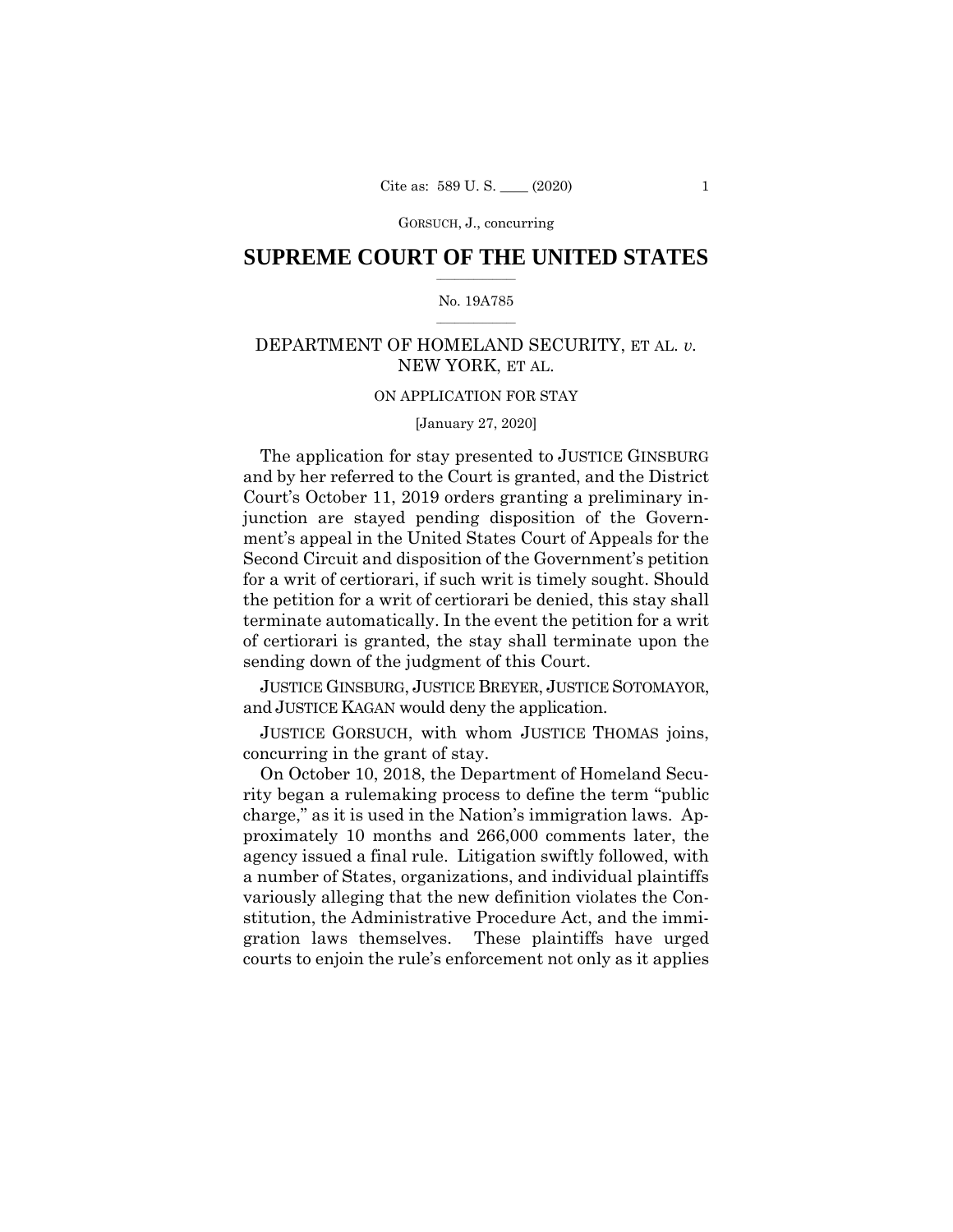# SUPREME COURT OF THE UNITED STATES

No. 19A785

DEPARTMENT OF HOMELAND SECURITY, ET AL. *v.* NEW YORK, ET AL.

ON APPLICATION FOR STAY

[January 27, 2020]

The application for stay presented to JUSTICE GINSBURG and by her referred to the Court is granted, and the District Court's October 11, 2019 orders granting a preliminary injunction are stayed pending disposition of the Government's appeal in the United States Court of Appeals for the Second Circuit and disposition of the Government's petition for a writ of certiorari, if such writ is timely sought. Should the petition for a writ of certiorari be denied, this stay shall terminate automatically. In the event the petition for a writ of certiorari is granted, the stay shall terminate upon the sending down of the judgment of this Court.

JUSTICE GINSBURG, JUSTICE BREYER, JUSTICE SOTOMAYOR, and JUSTICE KAGAN would deny the application.

JUSTICE GORSUCH, with whom JUSTICE THOMAS joins, concurring in the grant of stay.

On October 10, 2018, the Department of Homeland Security began a rulemaking process to define the term "public charge," as it is used in the Nation's immigration laws. Approximately 10 months and 266,000 comments later, the agency issued a final rule. Litigation swiftly followed, with a number of States, organizations, and individual plaintiffs variously alleging that the new definition violates the Constitution, the Administrative Procedure Act, and the immigration laws themselves. These plaintiffs have urged courts to enjoin the rule's enforcement not only as it applies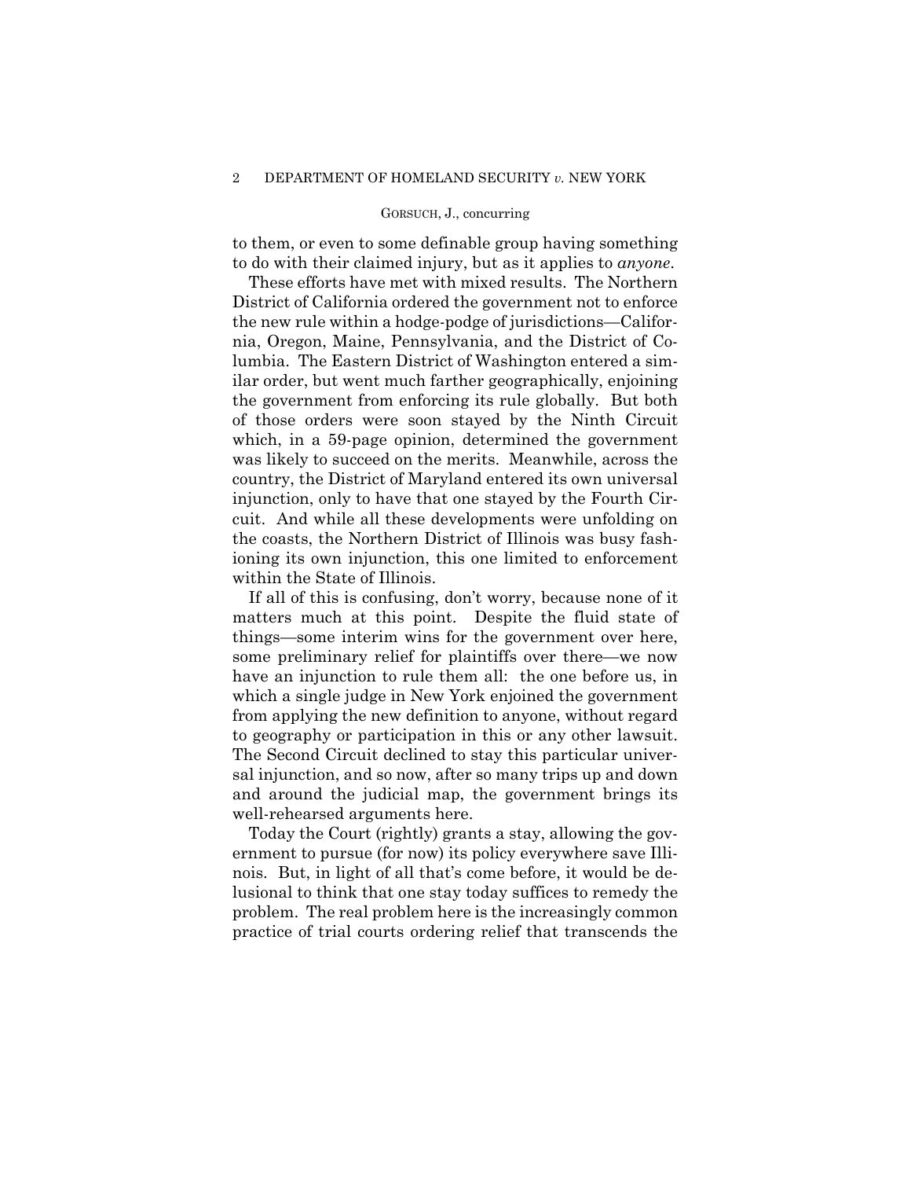to them, or even to some definable group having something to do with their claimed injury, but as it applies to *anyone*.

These efforts have met with mixed results. The Northern District of California ordered the government not to enforce the new rule within a hodge-podge of jurisdictions—California, Oregon, Maine, Pennsylvania, and the District of Columbia. The Eastern District of Washington entered a similar order, but went much farther geographically, enjoining the government from enforcing its rule globally. But both of those orders were soon stayed by the Ninth Circuit which, in a 59-page opinion, determined the government was likely to succeed on the merits. Meanwhile, across the country, the District of Maryland entered its own universal injunction, only to have that one stayed by the Fourth Circuit. And while all these developments were unfolding on the coasts, the Northern District of Illinois was busy fashioning its own injunction, this one limited to enforcement within the State of Illinois.

If all of this is confusing, don't worry, because none of it matters much at this point. Despite the fluid state of things—some interim wins for the government over here, some preliminary relief for plaintiffs over there—we now have an injunction to rule them all: the one before us, in which a single judge in New York enjoined the government from applying the new definition to anyone, without regard to geography or participation in this or any other lawsuit. The Second Circuit declined to stay this particular universal injunction, and so now, after so many trips up and down and around the judicial map, the government brings its well-rehearsed arguments here.

Today the Court (rightly) grants a stay, allowing the government to pursue (for now) its policy everywhere save Illinois. But, in light of all that's come before, it would be delusional to think that one stay today suffices to remedy the problem. The real problem here is the increasingly common practice of trial courts ordering relief that transcends the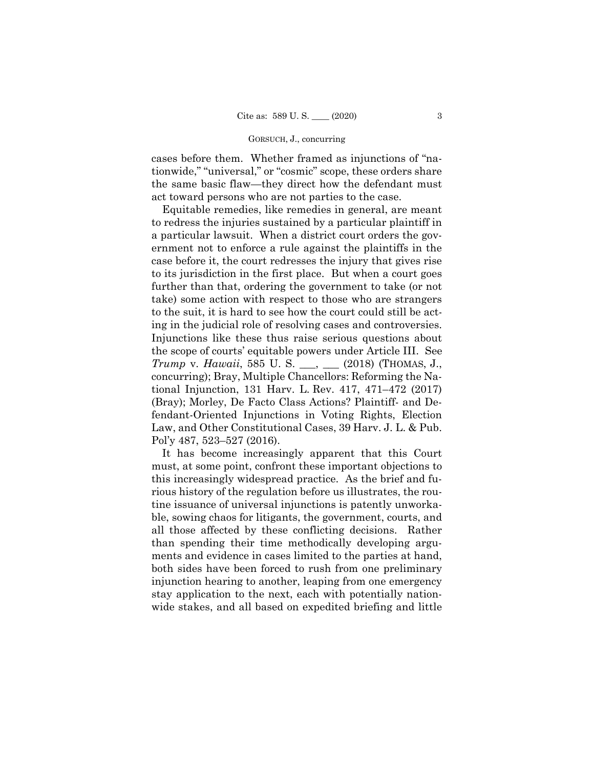cases before them. Whether framed as injunctions of "nationwide," "universal," or "cosmic" scope, these orders share the same basic flaw—they direct how the defendant must act toward persons who are not parties to the case.

Equitable remedies, like remedies in general, are meant to redress the injuries sustained by a particular plaintiff in a particular lawsuit. When a district court orders the government not to enforce a rule against the plaintiffs in the case before it, the court redresses the injury that gives rise to its jurisdiction in the first place. But when a court goes further than that, ordering the government to take (or not take) some action with respect to those who are strangers to the suit, it is hard to see how the court could still be acting in the judicial role of resolving cases and controversies. Injunctions like these thus raise serious questions about the scope of courts' equitable powers under Article III. See *Trump* v. *Hawaii*, 585 U. S. ___, ___ (2018) (THOMAS, J., concurring); Bray, Multiple Chancellors: Reforming the National Injunction, 131 Harv. L. Rev. 417, 471–472 (2017) (Bray); Morley, De Facto Class Actions? Plaintiff- and Defendant-Oriented Injunctions in Voting Rights, Election Law, and Other Constitutional Cases, 39 Harv. J. L. & Pub. Pol'y 487, 523–527 (2016).

It has become increasingly apparent that this Court must, at some point, confront these important objections to this increasingly widespread practice. As the brief and furious history of the regulation before us illustrates, the routine issuance of universal injunctions is patently unworkable, sowing chaos for litigants, the government, courts, and all those affected by these conflicting decisions. Rather than spending their time methodically developing arguments and evidence in cases limited to the parties at hand, both sides have been forced to rush from one preliminary injunction hearing to another, leaping from one emergency stay application to the next, each with potentially nationwide stakes, and all based on expedited briefing and little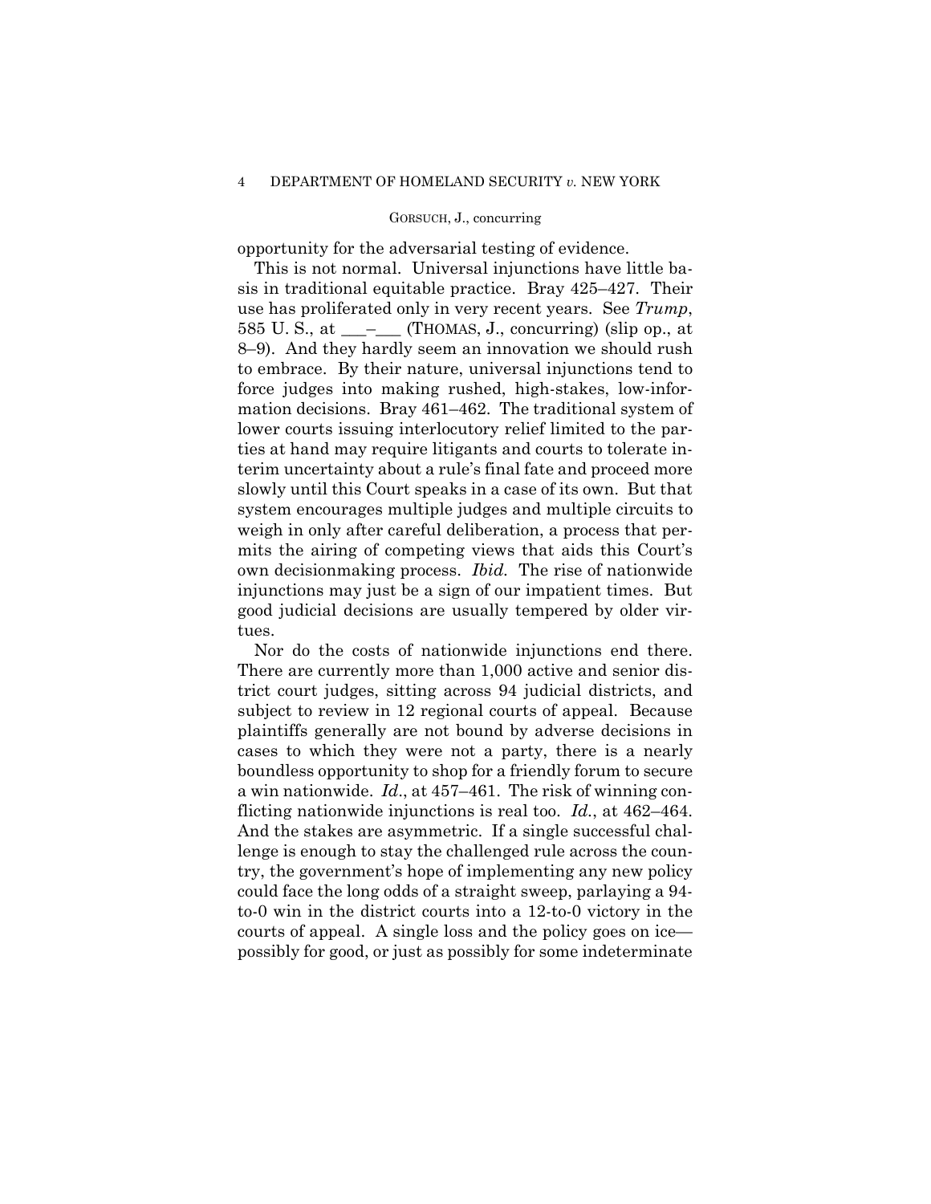opportunity for the adversarial testing of evidence.

This is not normal. Universal injunctions have little basis in traditional equitable practice. Bray 425–427. Their use has proliferated only in very recent years. See *Trump*, 585 U. S., at ___–___ (THOMAS, J., concurring) (slip op., at 8–9). And they hardly seem an innovation we should rush to embrace. By their nature, universal injunctions tend to force judges into making rushed, high-stakes, low-information decisions. Bray 461–462. The traditional system of lower courts issuing interlocutory relief limited to the parties at hand may require litigants and courts to tolerate interim uncertainty about a rule's final fate and proceed more slowly until this Court speaks in a case of its own. But that system encourages multiple judges and multiple circuits to weigh in only after careful deliberation, a process that permits the airing of competing views that aids this Court's own decisionmaking process. *Ibid.* The rise of nationwide injunctions may just be a sign of our impatient times. But good judicial decisions are usually tempered by older virtues.

Nor do the costs of nationwide injunctions end there. There are currently more than 1,000 active and senior district court judges, sitting across 94 judicial districts, and subject to review in 12 regional courts of appeal. Because plaintiffs generally are not bound by adverse decisions in cases to which they were not a party, there is a nearly boundless opportunity to shop for a friendly forum to secure a win nationwide. *Id*., at 457–461. The risk of winning conflicting nationwide injunctions is real too. *Id.*, at 462–464. And the stakes are asymmetric. If a single successful challenge is enough to stay the challenged rule across the country, the government's hope of implementing any new policy could face the long odds of a straight sweep, parlaying a 94-to-0 win in the district courts into a 12-to-0 victory in the courts of appeal. A single loss and the policy goes on ice—possibly for good, or just as possibly for some indeterminate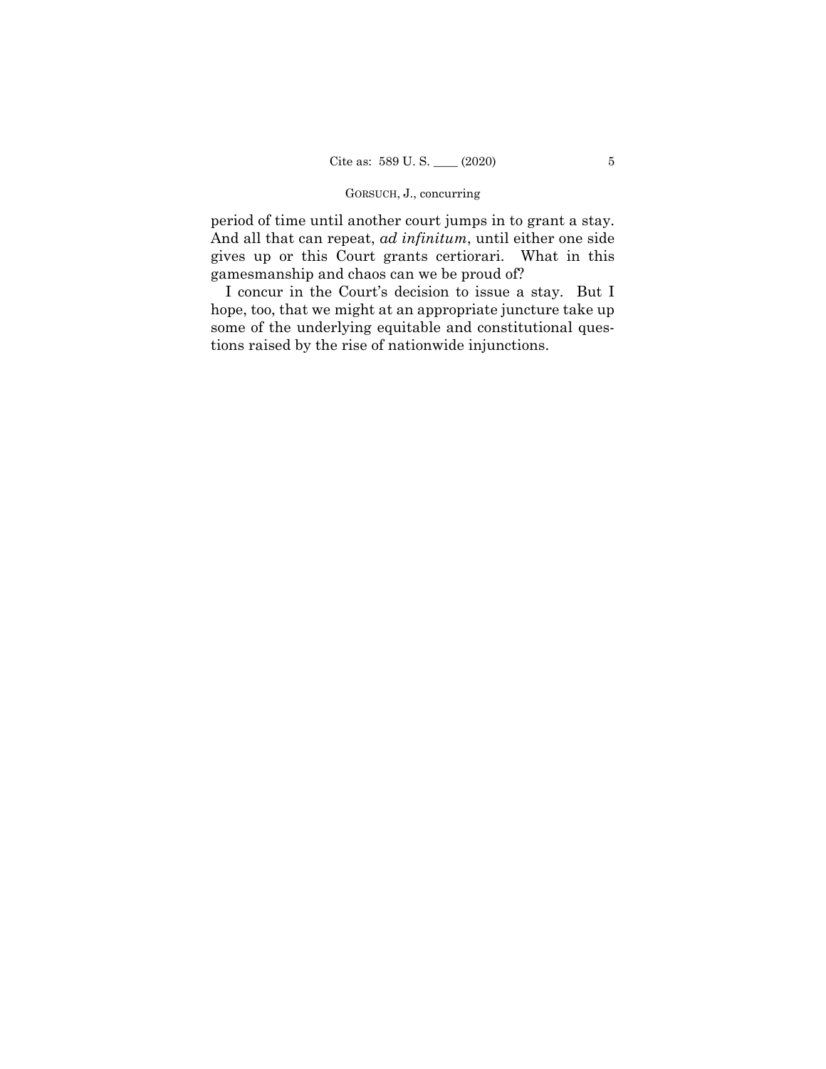period of time until another court jumps in to grant a stay. And all that can repeat, *ad infinitum*, until either one side gives up or this Court grants certiorari. What in this gamesmanship and chaos can we be proud of?

I concur in the Court's decision to issue a stay. But I hope, too, that we might at an appropriate juncture take up some of the underlying equitable and constitutional questions raised by the rise of nationwide injunctions.